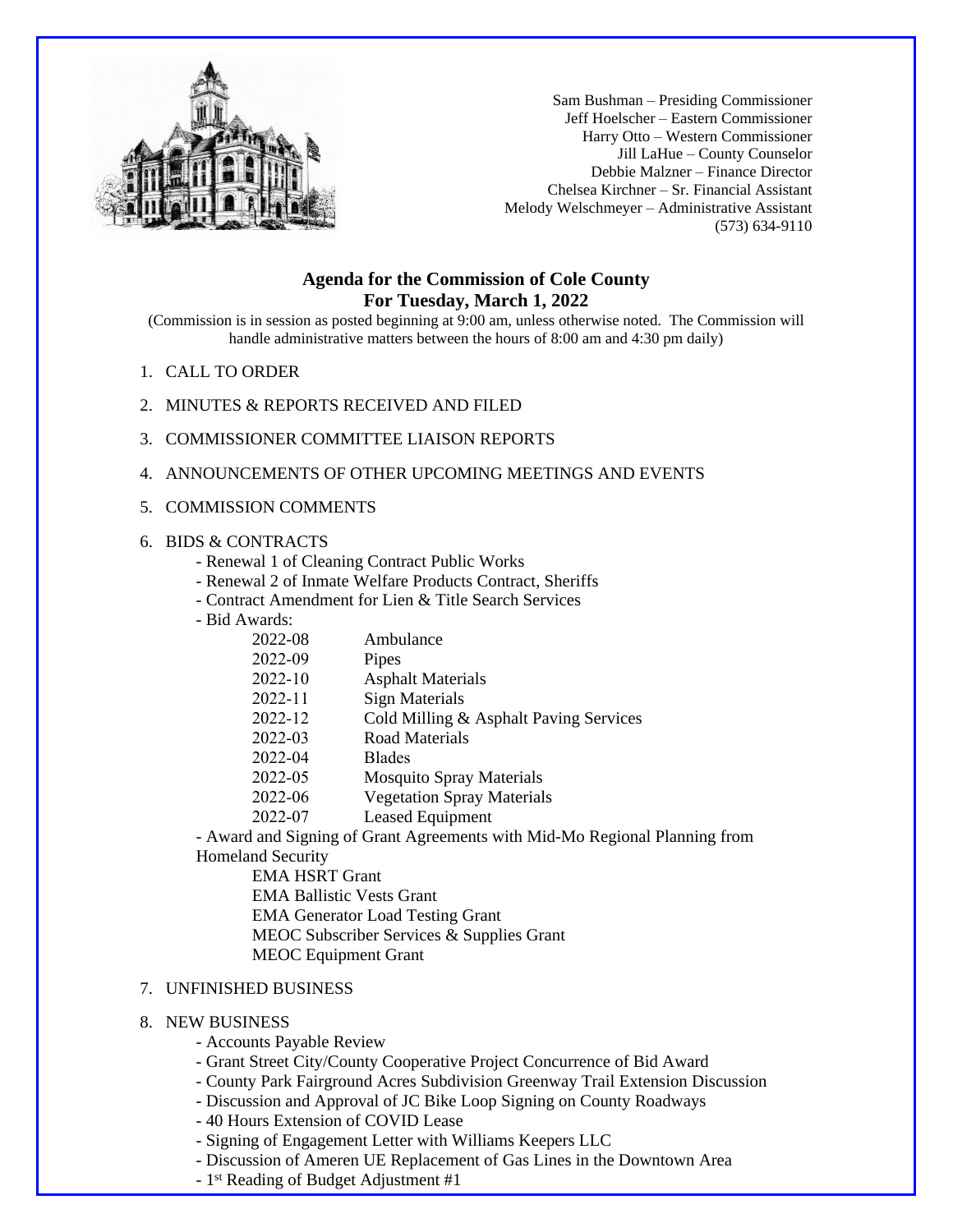Sam Bushman – Presiding Commissioner
Jeff Hoelscher – Eastern Commissioner
Harry Otto – Western Commissioner
Jill LaHue – County Counselor
Debbie Malzner – Finance Director
Chelsea Kirchner – Sr. Financial Assistant
Melody Welschmeyer – Administrative Assistant
(573) 634-9110

## Agenda for the Commission of Cole County
## For Tuesday, March 1, 2022

(Commission is in session as posted beginning at 9:00 am, unless otherwise noted. The Commission will handle administrative matters between the hours of 8:00 am and 4:30 pm daily)

1. CALL TO ORDER
2. MINUTES & REPORTS RECEIVED AND FILED
3. COMMISSIONER COMMITTEE LIAISON REPORTS
4. ANNOUNCEMENTS OF OTHER UPCOMING MEETINGS AND EVENTS
5. COMMISSION COMMENTS
6. BIDS & CONTRACTS
   - Renewal 1 of Cleaning Contract Public Works
   - Renewal 2 of Inmate Welfare Products Contract, Sheriffs
   - Contract Amendment for Lien & Title Search Services
   - Bid Awards:
     - 2022-08 Ambulance
     - 2022-09 Pipes
     - 2022-10 Asphalt Materials
     - 2022-11 Sign Materials
     - 2022-12 Cold Milling & Asphalt Paving Services
     - 2022-03 Road Materials
     - 2022-04 Blades
     - 2022-05 Mosquito Spray Materials
     - 2022-06 Vegetation Spray Materials
     - 2022-07 Leased Equipment
   - Award and Signing of Grant Agreements with Mid-Mo Regional Planning from Homeland Security
     - EMA HSRT Grant
     - EMA Ballistic Vests Grant
     - EMA Generator Load Testing Grant
     - MEOC Subscriber Services & Supplies Grant
     - MEOC Equipment Grant
7. UNFINISHED BUSINESS
8. NEW BUSINESS
   - Accounts Payable Review
   - Grant Street City/County Cooperative Project Concurrence of Bid Award
   - County Park Fairground Acres Subdivision Greenway Trail Extension Discussion
   - Discussion and Approval of JC Bike Loop Signing on County Roadways
   - 40 Hours Extension of COVID Lease
   - Signing of Engagement Letter with Williams Keepers LLC
   - Discussion of Ameren UE Replacement of Gas Lines in the Downtown Area
   - 1st Reading of Budget Adjustment #1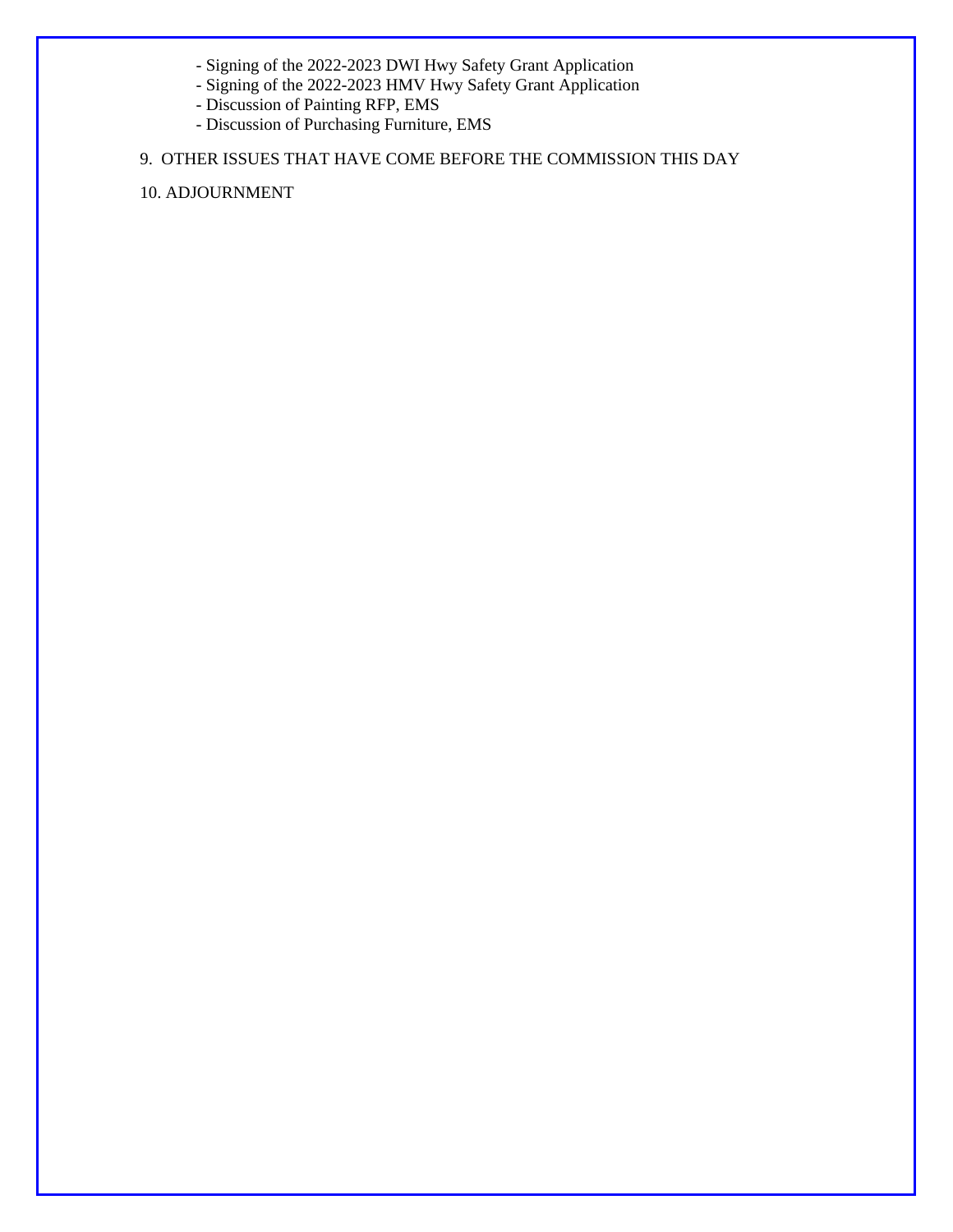- Signing of the 2022-2023 DWI Hwy Safety Grant Application
- Signing of the 2022-2023 HMV Hwy Safety Grant Application
- Discussion of Painting RFP, EMS
- Discussion of Purchasing Furniture, EMS

9. OTHER ISSUES THAT HAVE COME BEFORE THE COMMISSION THIS DAY

10. ADJOURNMENT